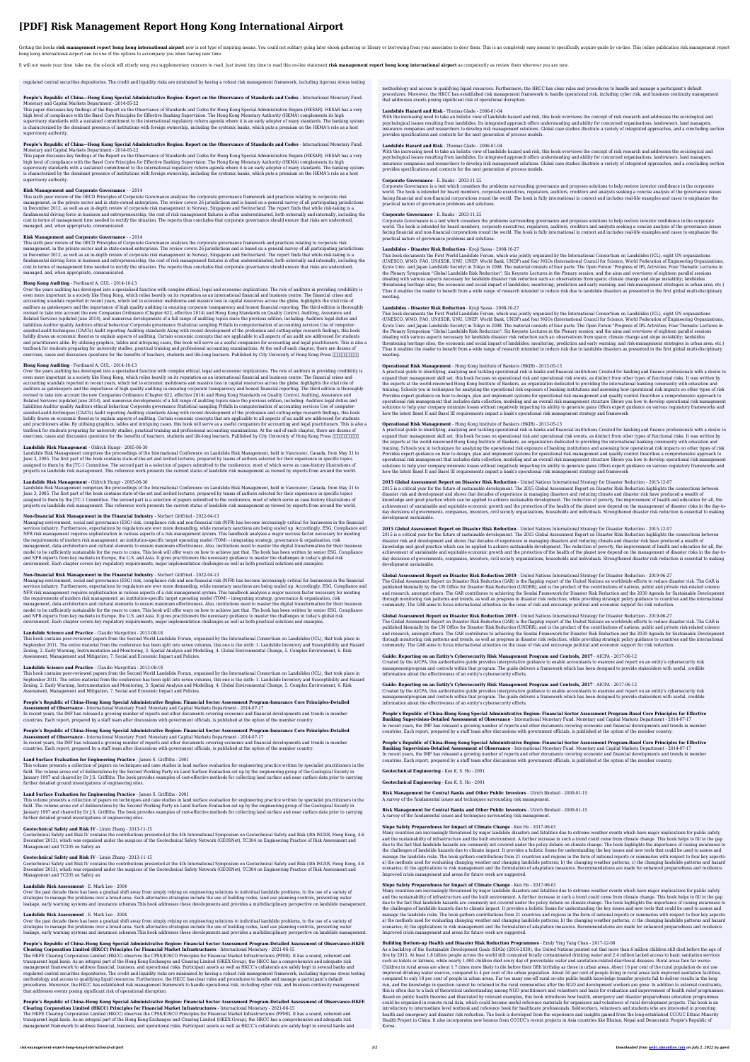# [PDF] Risk Management Report Hong Kong International Airport

Getting the books **risk management report hong kong international airport** now is not type of inspiring means. You could not solitary going later ebook gathering or library or borrowing from your associates to door them. This is an completely easy means to specifically acquire guide by on-line. This online publication risk management report hong kong international airport can be one of the options to accompany you when having new time.

It will not waste your time. take me, the e-book will utterly song you supplementary concern to read. Just invest tiny time to read this on-line statement **risk management report hong kong international airport** as competently as review them wherever you are now.

regulated central securities depositories. The credit and liquidity risks are minimized by having a robust risk management framework, including rigorous stress testing

**People's Republic of China—Hong Kong Special Administrative Region: Report on the Observance of Standards and Codes** - International Monetary Fund. Monetary and Capital Markets Department - 2014-05-22

This paper discusses key findings of the Report on the Observance of Standards and Codes for Hong Kong Special Administrative Region (HKSAR). HKSAR has a very high level of compliance with the Basel Core Principles for Effective Banking Supervision. The Hong Kong Monetary Authority (HKMA) complements its high supervisory standards with a sustained commitment to the international regulatory reform agenda where it is an early adopter of many standards. The banking system is characterized by the dominant presence of institutions with foreign ownership, including the systemic banks, which puts a premium on the HKMA's role as a host supervisory authority.

**People's Republic of China—Hong Kong Special Administrative Region: Report on the Observance of Standards and Codes** - International Monetary Fund. Monetary and Capital Markets Department - 2014-05-22

This paper discusses key findings of the Report on the Observance of Standards and Codes for Hong Kong Special Administrative Region (HKSAR). HKSAR has a very high level of compliance with the Basel Core Principles for Effective Banking Supervision. The Hong Kong Monetary Authority (HKMA) complements its high supervisory standards with a sustained commitment to the international regulatory reform agenda where it is an early adopter of many standards. The banking system is characterized by the dominant presence of institutions with foreign ownership, including the systemic banks, which puts a premium on the HKMA's role as a host supervisory authority.

**Risk Management and Corporate Governance** - - 2014

This sixth peer review of the OECD Principles of Corporate Governance analyses the corporate governance framework and practices relating to corporate risk management, in the private sector and in state-owned enterprises. The review covers 26 jurisdictions and is based on a general survey of all participating jurisdictions in December 2012, as well as an in-depth review of corporate risk management in Norway, Singapore and Switzerland. The report finds that while risk-taking is a fundamental driving force in business and entrepreneurship, the cost of risk management failures is often underestimated, both externally and internally, including the cost in terms of management time needed to rectify the situation. The reports thus concludes that corporate governance should ensure that risks are understood, managed, and, when appropriate, communicated.

**Risk Management and Corporate Governance** - - 2014

This sixth peer review of the OECD Principles of Corporate Governance analyses the corporate governance framework and practices relating to corporate risk management, in the private sector and in state-owned enterprises. The review covers 26 jurisdictions and is based on a general survey of all participating jurisdictions in December 2012, as well as an in-depth review of corporate risk management in Norway, Singapore and Switzerland. The report finds that while risk-taking is a fundamental driving force in business and entrepreneurship, the cost of risk management failures is often underestimated, both externally and internally, including the cost in terms of management time needed to rectify the situation. The reports thus concludes that corporate governance should ensure that risks are understood, managed, and, when appropriate, communicated.

**Hong Kong Auditing** - Ferdinand A. GUL - 2014-10-13

Over the years auditing has developed into a specialised function with complex ethical, legal and economic implications. The role of auditors in providing credibility is even more important in a society like Hong Kong, which relies heavily on its reputation as an international financial and business centre. The financial crises and accounting scandals reported in recent years, which led to economic meltdowns and massive loss in capital resources across the globe, highlights the vital role of auditors as gatekeepers and the importance of high quality auditing in ensuring corporate transparency and honest financial reporting. The third edition is thoroughly revised to take into account the new Companies Ordinance (Chapter 622, effective 2014) and Hong Kong Standards on Quality Control, Auditing, Assurance and Related Services (updated June 2014), and numerous developments of a full range of auditing topics since the previous edition, including: Auditors legal duties and liabilities Auditor quality Auditors ethical behaviour Corporate governance Statistical sampling Pitfalls in computerisation of accounting services Use of computer-assisted-audit-techniques (CAATs) Audit reporting Auditing standards Along with recent development of the profession and cutting-edge research findings, this book boldly draws on economic theories to explain aspects of auditing. Certain economic concepts that are applicable to all aspects of an audit are addressed for students and practitioners alike. By utilising graphics, tables and intriguing cases, this book will serve as a useful companion for accounting and legal practitioners. This is also a textbook for students preparing for university studies, practical training and professional accounting examinations. At the end of each chapter, there are dozens of exercises, cases and discussion questions for the benefits of teachers, students and life-long learners. Published by City University of Hong Kong Press 香港城市大學出版社

**Hong Kong Auditing** - Ferdinand A. GUL - 2014-10-13

Over the years auditing has developed into a specialised function with complex ethical, legal and economic implications. The role of auditors in providing credibility is even more important in a society like Hong Kong, which relies heavily on its reputation as an international financial and business centre. The financial crises and accounting scandals reported in recent years, which led to economic meltdowns and massive loss in capital resources across the globe, highlights the vital role of auditors as gatekeepers and the importance of high quality auditing in ensuring corporate transparency and honest financial reporting. The third edition is thoroughly revised to take into account the new Companies Ordinance (Chapter 622, effective 2014) and Hong Kong Standards on Quality Control, Auditing, Assurance and Related Services (updated June 2014), and numerous developments of a full range of auditing topics since the previous edition, including: Auditors legal duties and liabilities Auditor quality Auditors ethical behaviour Corporate governance Statistical sampling Pitfalls in computerisation of accounting services Use of computer-assisted-audit-techniques (CAATs) Audit reporting Auditing standards Along with recent development of the profession and cutting-edge research findings, this book boldly draws on economic theories to explain aspects of auditing. Certain economic concepts that are applicable to all aspects of an audit are addressed for students and practitioners alike. By utilising graphics, tables and intriguing cases, this book will serve as a useful companion for accounting and legal practitioners. This is also a textbook for students preparing for university studies, practical training and professional accounting examinations. At the end of each chapter, there are dozens of exercises, cases and discussion questions for the benefits of teachers, students and life-long learners. Published by City University of Hong Kong Press 香港城市大學出版社

**Landslide Risk Management** - Oldrich Hungr - 2005-06-30

Landslide Risk Management comprises the proceedings of the International Conference on Landslide Risk Management, held in Vancouver, Canada, from May 31 to June 3, 2005. The first part of the book contains state-of-the-art and invited lectures, prepared by teams of authors selected for their experience in specific topics assigned to them by the JTC-1 Committee. The second part is a selection of papers submitted to the conference, most of which serve as case-history illustrations of projects on landslide risk management. This reference work presents the current status of landslide risk management as viewed by experts from around the world.

**Landslide Risk Management** - Oldrich Hungr - 2005-06-30

Landslide Risk Management comprises the proceedings of the International Conference on Landslide Risk Management, held in Vancouver, Canada, from May 31 to June 3, 2005. The first part of the book contains state-of-the-art and invited lectures, prepared by teams of authors selected for their experience in specific topics assigned to them by the JTC-1 Committee. The second part is a selection of papers submitted to the conference, most of which serve as case-history illustrations of projects on landslide risk management. This reference work presents the current status of landslide risk management as viewed by experts from around the world.

**Non-financial Risk Management in the Financial Industry** - Norbert Gittfried - 2022-04-13

Managing environment, social and governance (ESG) risk, compliance risk and non-financial risk (NFR) has become increasingly critical for businesses in the financial services industry. Furthermore, expectations by regulators are ever more demanding, while monetary sanctions are being scaled up. Accordingly, ESG, Compliance and NFR risk management requires sophistication in various aspects of a risk management system. This handbook analyses a major success factor necessary for meeting the requirements of modern risk management: an institution-specific target operating model (TOM) – integrating strategy, governance & organisation, risk management, data architecture and cultural elements to ensure maximum effectiveness. Also, institutions need to master the digital transformation for their business model to be sufficiently sustainable for the years to come. This book will offer ways on how to achieve just that. The book has been written by senior ESG, Compliance and NFR experts from key markets in Europe, the U.S. and Asia. It gives practitioners the necessary guidance to master the challenges in today's global risk environment. Each chapter covers key regulatory requirements, major implementation challenges as well as both practical solutions and examples.

**Non-financial Risk Management in the Financial Industry** - Norbert Gittfried - 2022-04-13

Managing environment, social and governance (ESG) risk, compliance risk and non-financial risk (NFR) has become increasingly critical for businesses in the financial services industry. Furthermore, expectations by regulators are ever more demanding, while monetary sanctions are being scaled up. Accordingly, ESG, Compliance and NFR risk management requires sophistication in various aspects of a risk management system. This handbook analyses a major success factor necessary for meeting the requirements of modern risk management: an institution-specific target operating model (TOM) – integrating strategy, governance & organisation, risk management, data architecture and cultural elements to ensure maximum effectiveness. Also, institutions need to master the digital transformation for their business model to be sufficiently sustainable for the years to come. This book will offer ways on how to achieve just that. The book has been written by senior ESG, Compliance and NFR experts from key markets in Europe, the U.S. and Asia. It gives practitioners the necessary guidance to master the challenges in today's global risk environment. Each chapter covers key regulatory requirements, major implementation challenges as well as both practical solutions and examples.

**Landslide Science and Practice** - Claudio Margottini - 2013-08-18

This book contains peer-reviewed papers from the Second World Landslide Forum, organised by the International Consortium on Landslides (ICL), that took place in September 2011. The entire material from the conference has been split into seven volumes, this one is the sixth: 1. Landslide Inventory and Susceptibility and Hazard Zoning, 2. Early Warning, Instrumentation and Monitoring, 3. Spatial Analysis and Modelling, 4. Global Environmental Change, 5. Complex Environment, 6. Risk Assessment, Management and Mitigation, 7. Social and Economic Impact and Policies.

**Landslide Science and Practice** - Claudio Margottini - 2013-08-18

This book contains peer-reviewed papers from the Second World Landslide Forum, organised by the International Consortium on Landslides (ICL), that took place in September 2011. The entire material from the conference has been split into seven volumes, this one is the sixth: 1. Landslide Inventory and Susceptibility and Hazard Zoning, 2. Early Warning, Instrumentation and Monitoring, 3. Spatial Analysis and Modelling, 4. Global Environmental Change, 5. Complex Environment, 6. Risk Assessment, Management and Mitigation, 7. Social and Economic Impact and Policies.

**People's Republic of China–Hong Kong Special Administrative Region: Financial Sector Assessment Program-Insurance Core Principles-Detailed Assessment of Observance** - International Monetary Fund. Monetary and Capital Markets Department - 2014-07-17

In recent years, the IMF has released a growing number of reports and other documents covering economic and financial developments and trends in member countries. Each report, prepared by a staff team after discussions with government officials, is published at the option of the member country.

**People's Republic of China–Hong Kong Special Administrative Region: Financial Sector Assessment Program-Insurance Core Principles-Detailed Assessment of Observance** - International Monetary Fund. Monetary and Capital Markets Department - 2014-07-17

In recent years, the IMF has released a growing number of reports and other documents covering economic and financial developments and trends in member countries. Each report, prepared by a staff team after discussions with government officials, is published at the option of the member country.

**Land Surface Evaluation for Engineering Practice** - James S. Griffiths - 2001

This volume presents a collection of papers on techniques and case studies in land surface evaluation for engineering practice written by specialist practitioners in the field. The volume arose out of deliberations by the Second Working Party on Land Surface Evaluation set up by the engineering group of the Geological Society in January 1997 and chaired by Dr J.S. Griffiths. The book provides examples of cost-effective methods for collecting land surface and near surface data prior to carrying further detailed ground investigations of engineering sites.

**Land Surface Evaluation for Engineering Practice** - James S. Griffiths - 2001

This volume presents a collection of papers on techniques and case studies in land surface evaluation for engineering practice written by specialist practitioners in the field. The volume arose out of deliberations by the Second Working Party on Land Surface Evaluation set up by the engineering group of the Geological Society in January 1997 and chaired by Dr J.S. Griffiths. The book provides examples of cost-effective methods for collecting land surface and near surface data prior to carrying further detailed ground investigations of engineering sites.

**Geotechnical Safety and Risk IV** - Limin Zhang - 2013-11-15

Geotechnical Safety and Risk IV contains the contributions presented at the 4th International Symposium on Geotechnical Safety and Risk (4th ISGSR, Hong Kong, 4-6 December 2013), which was organised under the auspices of the Geotechnical Safety Network (GEOSNet), TC304 on Engineering Practice of Risk Assessment and Management and TC205 on Safety an

**Geotechnical Safety and Risk IV** - Limin Zhang - 2013-11-15

Geotechnical Safety and Risk IV contains the contributions presented at the 4th International Symposium on Geotechnical Safety and Risk (4th ISGSR, Hong Kong, 4-6 December 2013), which was organised under the auspices of the Geotechnical Safety Network (GEOSNet), TC304 on Engineering Practice of Risk Assessment and Management and TC205 on Safety an

**Landslide Risk Assessment** - E. Mark Lee - 2004

Over the past decade there has been a gradual shift away from simply relying on engineering solutions to individual landslide problems, to the use of a variety of strategies to manage the problems over a broad area. Such alternative strategies include the use of building codes, land use planning controls, preventing water leakage, early warning systems and insurance schemes.This book addresses these developments and provides a multidisciplinary perspective on landslide management.

**Landslide Risk Assessment** - E. Mark Lee - 2004

Over the past decade there has been a gradual shift away from simply relying on engineering solutions to individual landslide problems, to the use of a variety of strategies to manage the problems over a broad area. Such alternative strategies include the use of building codes, land use planning controls, preventing water leakage, early warning systems and insurance schemes.This book addresses these developments and provides a multidisciplinary perspective on landslide management.

**People's Republic of China–Hong Kong Special Administrative Region: Financial Sector Assessment Program-Detailed Assessment of Observance–HKFE Clearing Corporation Limited (HKCC) Principles for Financial Market Infrastructures** - International Monetary - 2021-06-15

The HKFE Clearing Corporation Limited (HKCC) observes the CPSS/IOSCO Principles for Financial Market Infrastructures (PFMI). It has a sound, coherent and transparent legal basis. As an integral part of the Hong Kong Exchanges and Clearing Limited (HKEX Group), the HKCC has a comprehensive and adequate risk management framework to address financial, business, and operational risks. Participant assets as well as HKCC's collaterals are safely kept in several banks and regulated central securities depositories. The credit and liquidity risks are minimized by having a robust risk management framework, including rigorous stress testing methodology and access to qualifying liquid resources. Furthermore, the HKCC has clear rules and procedures to handle and manage a participant's default procedures. Moreover, the HKCC has established risk management framework to handle operational risk, including cyber risk, and business continuity management that addresses events posing significant risk of operational disruption.

**People's Republic of China–Hong Kong Special Administrative Region: Financial Sector Assessment Program-Detailed Assessment of Observance–HKFE Clearing Corporation Limited (HKCC) Principles for Financial Market Infrastructures** - International Monetary - 2021-06-15

The HKFE Clearing Corporation Limited (HKCC) observes the CPSS/IOSCO Principles for Financial Market Infrastructures (PFMI). It has a sound, coherent and transparent legal basis. As an integral part of the Hong Kong Exchanges and Clearing Limited (HKEX Group), the HKCC has a comprehensive and adequate risk management framework to address financial, business, and operational risks. Participant assets as well as HKCC's collaterals are safely kept in several banks and

methodology and access to qualifying liquid resources. Furthermore, the HKCC has clear rules and procedures to handle and manage a participant's default procedures. Moreover, the HKCC has established risk management framework to handle operational risk, including cyber risk, and business continuity management that addresses events posing significant risk of operational disruption.

**Landslide Hazard and Risk** - Thomas Glade - 2006-01-04

With the increasing need to take an holistic view of landslide hazard and risk, this book overviews the concept of risk research and addresses the sociological and psychological issues resulting from landslides. Its integrated approach offers understanding and ability for concerned organisations, landowners, land managers, insurance companies and researchers to develop risk management solutions. Global case studies illustrate a variety of integrated approaches, and a concluding section provides specifications and contexts for the next generation of process models.

**Landslide Hazard and Risk** - Thomas Glade - 2006-01-04

With the increasing need to take an holistic view of landslide hazard and risk, this book overviews the concept of risk research and addresses the sociological and psychological issues resulting from landslides. Its integrated approach offers understanding and ability for concerned organisations, landowners, land managers, insurance companies and researchers to develop risk management solutions. Global case studies illustrate a variety of integrated approaches, and a concluding section provides specifications and contexts for the next generation of process models.

**Corporate Governance** - E. Banks - 2003-11-25

Corporate Governance is a text which considers the problems surrounding governance and proposes solutions to help restore investor confidence in the corporate world. The book is intended for board members, corporate executives, regulators, auditors, creditors and analysts seeking a concise analysis of the governance issues facing financial and non-financial corporations round the world. The book is fully international in context and includes real-life examples and cases to emphasize the practical nature of governance problems and solutions.

**Corporate Governance** - E. Banks - 2003-11-25

Corporate Governance is a text which considers the problems surrounding governance and proposes solutions to help restore investor confidence in the corporate world. The book is intended for board members, corporate executives, regulators, auditors, creditors and analysts seeking a concise analysis of the governance issues facing financial and non-financial corporations round the world. The book is fully international in context and includes real-life examples and cases to emphasize the practical nature of governance problems and solutions.

**Landslides - Disaster Risk Reduction** - Kyoji Sassa - 2008-10-27

This book documents the First World Landslide Forum, which was jointly organized by the International Consortium on Landslides (ICL), eight UN organizations (UNESCO, WMO, FAO, UN/ISDR, UNU, UNEP, World Bank, UNDP) and four NGOs (International Council for Science, World Federation of Engineering Organizations, Kyoto Univ. and Japan Landslide Society) in Tokyo in 2008. The material consists of four parts: The Open Forum "Progress of IPL Activities; Four Thematic Lectures in the Plenary Symposium "Global Landslide Risk Reduction"; Six Keynote Lectures in the Plenary session; and the aims and overviews of eighteen parallel sessions (dealing with various aspects necessary for landslide disaster risk reduction such as: observations from space; climate change and slope instability; landslides threatening heritage sites; the economic and social impact of landslides; monitoring, prediction and early warning; and risk-management strategies in urban area, etc.) Thus it enables the reader to benefit from a wide range of research intended to reduce risk due to landslide disasters as presented in the first global multi-disciplinary meeting.

**Landslides - Disaster Risk Reduction** - Kyoji Sassa - 2008-10-27

This book documents the First World Landslide Forum, which was jointly organized by the International Consortium on Landslides (ICL), eight UN organizations (UNESCO, WMO, FAO, UN/ISDR, UNU, UNEP, World Bank, UNDP) and four NGOs (International Council for Science, World Federation of Engineering Organizations, Kyoto Univ. and Japan Landslide Society) in Tokyo in 2008. The material consists of four parts: The Open Forum "Progress of IPL Activities; Four Thematic Lectures in the Plenary Symposium "Global Landslide Risk Reduction"; Six Keynote Lectures in the Plenary session; and the aims and overviews of eighteen parallel sessions (dealing with various aspects necessary for landslide disaster risk reduction such as: observations from space; climate change and slope instability; landslides threatening heritage sites; the economic and social impact of landslides; monitoring, prediction and early warning; and risk-management strategies in urban area, etc.) Thus it enables the reader to benefit from a wide range of research intended to reduce risk due to landslide disasters as presented in the first global multi-disciplinary meeting.

**Operational Risk Management** - Hong Kong Institute of Bankers (HKIB) - 2013-05-13

A practical guide to identifying, analyzing and tackling operational risk in banks and financial institutions Created for banking and finance professionals with a desire to expand their management skill set, this book focuses on operational risk and operational risk events, as distinct from other types of functional risks. It was written by the experts at the world-renowned Hong Kong Institute of Bankers, an organization dedicated to providing the international banking community with education and training. Schools you in techniques for analyzing the operational risk exposure of banking institutions and assessing how operational risk impacts on other types of risk Provides expert guidance on how to design, plan and implement systems for operational risk management and quality control Describes a comprehensive approach to operational risk management that includes data collection, modeling and an overall risk management structure Shows you how to develop operational risk management solutions to help your company minimize losses without negatively impacting its ability to generate gains Offers expert guidance on various regulatory frameworks and how the latest Basel II and Basel III requirements impact a bank's operational risk management strategy and framework

**Operational Risk Management** - Hong Kong Institute of Bankers (HKIB) - 2013-05-13

A practical guide to identifying, analyzing and tackling operational risk in banks and financial institutions Created for banking and finance professionals with a desire to expand their management skill set, this book focuses on operational risk and operational risk events, as distinct from other types of functional risks. It was written by the experts at the world-renowned Hong Kong Institute of Bankers, an organization dedicated to providing the international banking community with education and training. Schools you in techniques for analyzing the operational risk exposure of banking institutions and assessing how operational risk impacts on other types of risk Provides expert guidance on how to design, plan and implement systems for operational risk management and quality control Describes a comprehensive approach to operational risk management that includes data collection, modeling and an overall risk management structure Shows you how to develop operational risk management solutions to help your company minimize losses without negatively impacting its ability to generate gains Offers expert guidance on various regulatory frameworks and how the latest Basel II and Basel III requirements impact a bank's operational risk management strategy and framework

**2015 Global Assessment Report on Disaster Risk Reduction** - United Nations International Strategy for Disaster Reduction - 2015-12-07

2015 is a critical year for the future of sustainable development. The 2015 Global Assessment Report on Disaster Risk Reduction highlights the connections between disaster risk and development and shows that decades of experience in managing disasters and reducing climate and disaster risk have produced a wealth of knowledge and good practice which can be applied to achieve sustainable development. The reduction of poverty, the improvement of health and education for all, the achievement of sustainable and equitable economic growth and the protection of the health of the planet now depend on the management of disaster risks in the day-to-day decisions of governments, companies, investors, civil society organizations, households and individuals. Strengthened disaster risk reduction is essential to making development sustainable.

**2015 Global Assessment Report on Disaster Risk Reduction** - United Nations International Strategy for Disaster Reduction - 2015-12-07

2015 is a critical year for the future of sustainable development. The 2015 Global Assessment Report on Disaster Risk Reduction highlights the connections between disaster risk and development and shows that decades of experience in managing disasters and reducing climate and disaster risk have produced a wealth of knowledge and good practice which can be applied to achieve sustainable development. The reduction of poverty, the improvement of health and education for all, the achievement of sustainable and equitable economic growth and the protection of the health of the planet now depend on the management of disaster risks in the day-to-day decisions of governments, companies, investors, civil society organizations, households and individuals. Strengthened disaster risk reduction is essential to making development sustainable.

**Global Assessment Report on Disaster Risk Reduction 2019** - United Nations International Strategy for Disaster Reduction - 2019-06-27

The Global Assessment Report on Disaster Risk Reduction (GAR) is the flagship report of the United Nations on worldwide efforts to reduce disaster risk. The GAR is published biennially by the UN Office for Disaster Risk Reduction (UNDRR), and is the product of the contributions of nations, public and private risk-related science and research, amongst others. The GAR contributes to achieving the Sendai Framework for Disaster Risk Reduction and the 2030 Agenda for Sustainable Development through monitoring risk patterns and trends, as well as progress in disaster risk reduction, while providing strategic policy guidance to countries and the international community. The GAR aims to focus international attention on the issue of risk and encourage political and economic support for risk reduction.

**Global Assessment Report on Disaster Risk Reduction 2019** - United Nations International Strategy for Disaster Reduction - 2019-06-27

The Global Assessment Report on Disaster Risk Reduction (GAR) is the flagship report of the United Nations on worldwide efforts to reduce disaster risk. The GAR is published biennially by the UN Office for Disaster Risk Reduction (UNDRR), and is the product of the contributions of nations, public and private risk-related science and research, amongst others. The GAR contributes to achieving the Sendai Framework for Disaster Risk Reduction and the 2030 Agenda for Sustainable Development through monitoring risk patterns and trends, as well as progress in disaster risk reduction, while providing strategic policy guidance to countries and the international community. The GAR aims to focus international attention on the issue of risk and encourage political and economic support for risk reduction.

**Guide: Reporting on an Entity's Cybersecurity Risk Management Program and Controls, 2017** - AICPA - 2017-06-12

Created by the AICPA, this authoritative guide provides interpretative guidance to enable accountants to examine and report on an entity's cybersecurity risk managementprogram and controls within that program. The guide delivers a framework which has been designed to provide stakeholders with useful, credible information about the effectiveness of an entity's cybersecurity efforts.

**Guide: Reporting on an Entity's Cybersecurity Risk Management Program and Controls, 2017** - AICPA - 2017-06-12

Created by the AICPA, this authoritative guide provides interpretative guidance to enable accountants to examine and report on an entity's cybersecurity risk managementprogram and controls within that program. The guide delivers a framework which has been designed to provide stakeholders with useful, credible information about the effectiveness of an entity's cybersecurity efforts.

**People's Republic of China-Hong Kong Special Administrative Region: Financial Sector Assessment Program-Basel Core Principles for Effective Banking Supervision-Detailed Assessment of Observance** - International Monetary Fund. Monetary and Capital Markets Department - 2014-07-17

In recent years, the IMF has released a growing number of reports and other documents covering economic and financial developments and trends in member countries. Each report, prepared by a staff team after discussions with government officials, is published at the option of the member country.

**People's Republic of China-Hong Kong Special Administrative Region: Financial Sector Assessment Program-Basel Core Principles for Effective Banking Supervision-Detailed Assessment of Observance** - International Monetary Fund. Monetary and Capital Markets Department - 2014-07-17

In recent years, the IMF has released a growing number of reports and other documents covering economic and financial developments and trends in member countries. Each report, prepared by a staff team after discussions with government officials, is published at the option of the member country.

**Geotechnical Engineering** - Ken K. S. Ho - 2001

**Geotechnical Engineering** - Ken K. S. Ho - 2001

**Risk Management for Central Banks and Other Public Investors** - Ulrich Bindseil - 2009-01-15

A survey of the fundamental issues and techniques surrounding risk management.

**Risk Management for Central Banks and Other Public Investors** - Ulrich Bindseil - 2009-01-15

A survey of the fundamental issues and techniques surrounding risk management.

**Slope Safety Preparedness for Impact of Climate Change** - Ken Ho - 2017-06-01

Many countries are increasingly threatened by major landslide disasters and fatalities due to extreme weather events which have major implications for public safety and the sustainability of infrastructure and the built environment. A further increase in such a trend could come from climate change. This book helps to fill in the gap due to the fact that landslide hazards are commonly not covered under the policy debate on climate change. The book highlights the importance of raising awareness to the challenges of landslide hazards due to climate impact. It provides a holistic frame for understanding the key issues and new tools that could be used to assess and manage the landslide risks. The book gathers contributions from 21 countries and regions in the form of national reports or summaries with respect to four key aspects: a) the methods used for evaluating changing weather and changing landslide patterns; b) the changing weather patterns; c) the changing landslide patterns and hazard scenarios; d) the applications to risk management and the formulation of adaptation measures. Recommendations are made for enhanced preparedness and resilience. Improved crisis management and areas for future work are suggested.

**Slope Safety Preparedness for Impact of Climate Change** - Ken Ho - 2017-06-01

Many countries are increasingly threatened by major landslide disasters and fatalities due to extreme weather events which have major implications for public safety and the sustainability of infrastructure and the built environment. A further increase in such a trend could come from climate change. This book helps to fill in the gap due to the fact that landslide hazards are commonly not covered under the policy debate on climate change. The book highlights the importance of raising awareness to the challenges of landslide hazards due to climate impact. It provides a holistic frame for understanding the key issues and new tools that could be used to assess and manage the landslide risks. The book gathers contributions from 21 countries and regions in the form of national reports or summaries with respect to four key aspects: a) the methods used for evaluating changing weather and changing landslide patterns; b) the changing weather patterns; c) the changing landslide patterns and hazard scenarios; d) the applications to risk management and the formulation of adaptation measures. Recommendations are made for enhanced preparedness and resilience. Improved crisis management and areas for future work are suggested.

**Building Bottom-up Health and Disaster Risk Reduction Programmes** - Emily Ying Yang Chan - 2017-12-08

As a backdrop of the Sustainable Development Goals (SDGs) (2016-2030), the United Nations pointed out that more than 6 million children still died before the age of five by 2015. At least 1.8 billion people across the world still consumed fecally contaminated drinking water and 2.4 million lacked access to basic sanitation services such as toilets or latrines, while nearly 1,000 children died every day of preventable water and sanitation-related diarrhoeal diseases. Rural areas fare far worse: Children in rural areas are about 1.7 times more likely to die before their fifth birthday as those in urban areas. About 16 per cent of the rural population do not use improved drinking water sources, compared to 4 per cent of the urban population. About 50 per cent of people living in rural areas lack improved sanitation facilities, compared to only 18 per cent of people in urban areas. Far too many one-off rural on-site public health knowledge transfer projects fail to deliver results in the long run; and the knowledge in question cannot be retained in the rural communities after the NGO and development workers are gone. In addition to external constraints, this is often due to a lack of theoretical understanding among NGO practitioners and volunteers and basis for evaluation and improvement of health relief programmes. Based on public health theories and illustrated by relevant examples, this book introduces how health, emergency and disaster preparedness education programmes could be organised in remote rural Asia, which could become useful reference materials for organisers and volunteers of rural development projects. This book is an introductory to intermediate level textbook and reference book for healthcare professionals, fieldworkers, volunteers and students who are interested in promoting health and emergency and disaster risk reduction. The book is developed from the experience and insights gained from the long-established CCOUC Ethnic Minority Health Project in China. It also incorporates new lessons from CCOUC's recent projects in Asia countries like Bhutan, Nepal and Democratic People's Republic of Korea.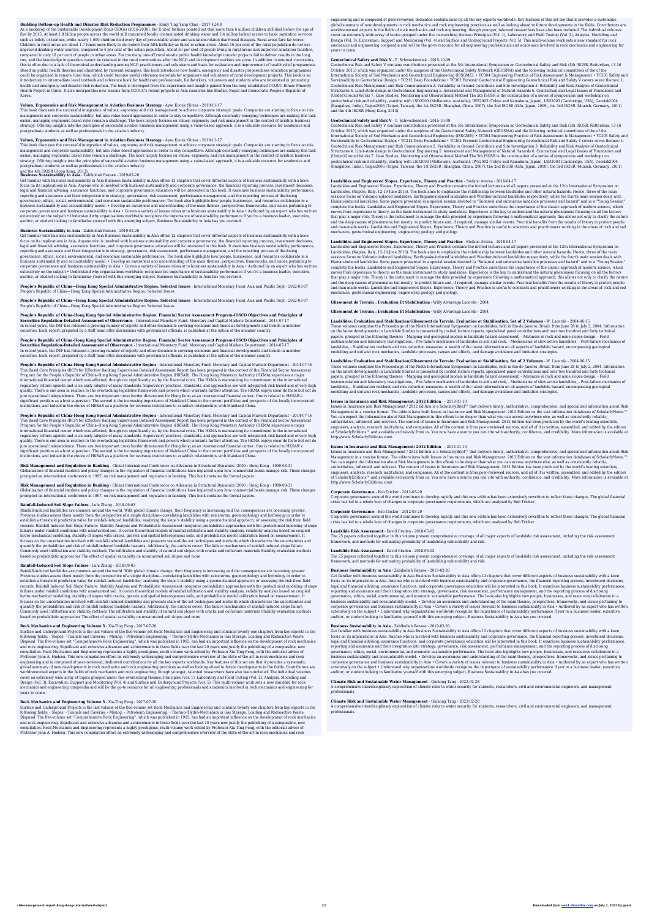**Building Bottom-up Health and Disaster Risk Reduction Programmes** - Emily Ying Yang Chan - 2017-12-08

As a backdrop of the Sustainable Development Goals (SDGs) (2016-2030), the United Nations pointed out that more than 6 million children still died before the age of five by 2015. At least 1.8 billion people across the world still consumed fecally contaminated drinking water and 2.4 million lacked access to basic sanitation services such as toilets or latrines, while nearly 1,000 children died every day of preventable water and sanitation-related diarrhoeal diseases. Rural areas fare far worse: Children in rural areas are about 1.7 times more likely to die before their fifth birthday as those in urban areas. About 16 per cent of the rural population do not use improved drinking water sources, compared to 4 per cent of the urban population. About 50 per cent of people living in rural areas lack improved sanitation facilities, compared to only 18 per cent of people in urban areas. Far too many one-off rural on-site public health knowledge transfer projects fail to deliver results in the long run, and the knowledge in question cannot be retained in the rural communities after the NGO and development workers are gone. In addition to external constraints, this is often due to a lack of theoretical understanding among NGO practitioners and volunteers and basis for evaluation and improvement of health relief programmes. Based on public health theories and illustrated by relevant examples, this book introduces how health, emergency and disaster preparedness education programmes could be organised in remote rural Asia, which could become useful reference materials for organisers and volunteers of rural development projects. This book is an introductory to intermediate level textbook and reference book for healthcare professionals, fieldworkers, volunteers and students who are interested in promoting health and emergency and disaster risk reduction. The book is developed from the experience and insights gained from the long-established CCOUC Ethnic Minority Health Project in China. It also incorporates new lessons from CCOUC's recent projects in Asia countries like Bhutan, Nepal and Democratic People's Republic of Korea.

**Values, Ergonomics and Risk Management in Aviation Business Strategy** - Ayse Kucuk Yilmaz - 2019-11-17

This book discusses the successful integration of values, ergonomy and risk management to achieve corporate strategic goals. Companies are starting to focus on risk management and corporate sustainability, but also value-based approaches in order to stay competitive. Although constantly emerging techniques are making this task easier, managing ergonomic based risks remain a challenge. The book largely focuses on values, ergonomy and risk management in the context of aviation business strategy. Offering insights into the principles of successful aviation business management using a value-based approach, it is a valuable resource for academics and postgraduate students as well as professionals in the aviation industry.

**Values, Ergonomics and Risk Management in Aviation Business Strategy** - Ayse Kucuk Yilmaz - 2019-11-17

This book discusses the successful integration of values, ergonomy and risk management to achieve corporate strategic goals. Companies are starting to focus on risk management and corporate sustainability, but also value-based approaches in order to stay competitive. Although constantly emerging techniques are making this task easier, managing ergonomic based risks remain a challenge. The book largely focuses on values, ergonomy and risk management in the context of aviation business strategy. Offering insights into the principles of successful aviation business management using a value-based approach, it is a valuable resource for academics and postgraduate students as well as professionals in the aviation industry.

and the 4th ISGSR (Hong Kong, 2013).

**Business Sustainability in Asia** - Zabihollah Rezaee - 2019-02-20

Get familiar with business sustainability in Asia Business Sustainability in Asia offers 12 chapters that cover different aspects of business sustainability with a keen focus on its implications in Asia. Anyone who is involved with business sustainability and corporate governance, the financial reporting process, investment decisions, legal and financial advising, assurance functions, and corporate governance education will be interested in this book. It examines business sustainability performance, reporting and assurance and their integration into strategy, governance, risk assessment, performance management, and the reporting process of disclosing governance, ethics, social, environmental, and economic sustainable performance. The book also highlights how people, businesses, and resources collaborate in a business sustainability and accountability model. • Develop an awareness and understanding of the main themes, perspectives, frameworks, and issues pertaining to corporate governance and business sustainability in Asia • Covers a variety of issues relevant to business sustainability in Asia • Authored by an expert who has written extensively on the subject • Understand why organizations worldwide recognize the importance of sustainability performance If you're a business leader, executive, auditor, or student looking to familiarize yourself with this emerging subject, Business Sustainability in Asia has you covered.

**Business Sustainability in Asia** - Zabihollah Rezaee - 2019-02-20

Get familiar with business sustainability in Asia Business Sustainability in Asia offers 12 chapters that cover different aspects of business sustainability with a keen focus on its implications in Asia. Anyone who is involved with business sustainability and corporate governance, the financial reporting process, investment decisions, legal and financial advising, assurance functions, and corporate governance education will be interested in this book. It examines business sustainability performance, reporting and assurance and their integration into strategy, governance, risk assessment, performance management, and the reporting process of disclosing governance, ethics, social, environmental, and economic sustainable performance. The book also highlights how people, businesses, and resources collaborate in a business sustainability and accountability model. • Develop an awareness and understanding of the main themes, perspectives, frameworks, and issues pertaining to corporate governance and business sustainability in Asia • Covers a variety of issues relevant to business sustainability in Asia • Authored by an expert who has written extensively on the subject • Understand why organizations worldwide recognize the importance of sustainability performance If you're a business leader, executive, auditor, or student looking to familiarize yourself with this emerging subject, Business Sustainability in Asia has you covered.

**People's Republic of China—Hong Kong Special Administrative Region: Selected Issues** - International Monetary Fund. Asia and Pacific Dept - 2022-03-07

People's Republic of China—Hong Kong Special Administrative Region: Selected Issues

**People's Republic of China—Hong Kong Special Administrative Region: Selected Issues** - International Monetary Fund. Asia and Pacific Dept - 2022-03-07

People's Republic of China—Hong Kong Special Administrative Region: Selected Issues

**People's Republic of China-Hong Kong Special Administrative Region: Financial Sector Assessment Program-IOSCO Objectives and Principles of Securities Regulation-Detailed Assessment of Observance** - International Monetary Fund. Monetary and Capital Markets Department - 2014-07-17

In recent years, the IMF has released a growing number of reports and other documents covering economic and financial developments and trends in member countries. Each report, prepared by a staff team after discussions with government officials, is published at the option of the member country.

**People's Republic of China-Hong Kong Special Administrative Region: Financial Sector Assessment Program-IOSCO Objectives and Principles of Securities Regulation-Detailed Assessment of Observance** - International Monetary Fund. Monetary and Capital Markets Department - 2014-07-17

In recent years, the IMF has released a growing number of reports and other documents covering economic and financial developments and trends in member countries. Each report, prepared by a staff team after discussions with government officials, is published at the option of the member country.

**People's Republic of China-Hong Kong Special Administrative Region** - International Monetary Fund. Monetary and Capital Markets Department - 2014-07-16

This Basel Core Principles (BCP) for Effective Banking Supervision Detailed Assessment Report has been prepared in the context of the Financial Sector Assessment Program for the People's Republic of China–Hong Kong Special Administrative Region (HKSAR). The Hong Kong Monetary Authority (HKMA) supervises a major international financial center which was affected, though not significantly so, by the financial crisis. The HKMA is maintaining its commitment to the international regulatory reform agenda and is an early adopter of many standards. Supervisory practices, standards, and approaches are well integrated, risk based and of very high quality. There is one area in relation to the overarching legislative framework and powers which warrants further attention. The HKMA enjoys clear de facto but not de jure operational independence. There are two important cross border dimensions for Hong Kong as an international financial center. One is related to HKSAR's significant position as a host supervisor. The second is the increasing importance of Mainland China in the current portfolios and prospects of the locally incorporated institutions, and indeed in the choice of HKSAR as a platform for overseas institutions to establish relationships with Mainland China.

**People's Republic of China-Hong Kong Special Administrative Region** - International Monetary Fund. Monetary and Capital Markets Department - 2014-07-16

This Basel Core Principles (BCP) for Effective Banking Supervision Detailed Assessment Report has been prepared in the context of the Financial Sector Assessment Program for the People's Republic of China–Hong Kong Special Administrative Region (HKSAR). The Hong Kong Monetary Authority (HKMA) supervises a major international financial center which was affected, though not significantly so, by the financial crisis. The HKMA is maintaining its commitment to the international regulatory reform agenda and is an early adopter of many standards. Supervisory practices, standards, and approaches are well integrated, risk based and of very high quality. There is one area in relation to the overarching legislative framework and powers which warrants further attention. The HKMA enjoys clear de facto but not de jure operational independence. There are two important cross border dimensions for Hong Kong as an international financial center. One is related to HKSAR's significant position as a host supervisor. The second is the increasing importance of Mainland China in the current portfolios and prospects of the locally incorporated institutions, and indeed in the choice of HKSAR as a platform for overseas institutions to establish relationships with Mainland China.

**Risk Management and Regulation in Banking** - China) International Conference on Advances in Structural Dynamics (2000 : Hong Kong - 1999-08-31

Globalization of financial markets and policy changes in the regulation of financial institutions have impacted upon how commercial banks manage risk. These changes prompted an international conference in 1997, on risk management and regulation in banking. This book contains the formal papers.

**Risk Management and Regulation in Banking** - China) International Conference on Advances in Structural Dynamics (2000 : Hong Kong - 1999-08-31

Globalization of financial markets and policy changes in the regulation of financial institutions have impacted upon how commercial banks manage risk. These changes prompted an international conference in 1997, on risk management and regulation in banking. This book contains the formal papers.

**Rainfall-Induced Soil Slope Failure** - Lulu Zhang - 2018-09-03

Rainfall-induced landslides are common around the world. With global climate change, their frequency is increasing and the consequences are becoming greater. Previous studies assess them mostly from the perspective of a single discipline—correlating landslides with rainstorms, geomorphology and hydrology in order to establish a threshold prediction value for rainfall-induced landslides; analyzing the slope's stability using a geomechanical approach; or assessing the risk from field records. Rainfall Induced Soil Slope Failure: Stability Analysis and Probabilistic Assessment integrates probabilistic approaches with the geotechnical modeling of slope failures under rainfall conditions with unsaturated soil. It covers theoretical models of rainfall infiltration and stability analysis, reliability analysis based on coupled hydro-mechanical modelling, stability of slopes with cracks, gravels and spatial heterogenous soils, and probabilistic model calibration based on measurement. It focuses on the uncertainties involved with rainfall-induced landslides and presents state-of-the art techniques and methods which characterize the uncertainties and quantify the probabilities and risk of rainfall-induced landslide hazards. Additionally, the authors cover: The failure mechanisms of rainfall-induced slope failure Commonly used infiltration and stability methods The infiltration and stability of natural soil slopes with cracks and colluvium materials Stability evaluation methods based on probabilistic approaches The effect of spatial variability on unsaturated soil slopes and more

**Rainfall-Induced Soil Slope Failure** - Lulu Zhang - 2018-09-03

Rainfall-induced landslides are common around the world. With global climate change, their frequency is increasing and the consequences are becoming greater. Previous studies assess them mostly from the perspective of a single discipline—correlating landslides with rainstorms, geomorphology and hydrology in order to establish a threshold prediction value for rainfall-induced landslides; analyzing the slope's stability using a geomechanical approach; or assessing the risk from field records. Rainfall Induced Soil Slope Failure: Stability Analysis and Probabilistic Assessment integrates probabilistic approaches with the geotechnical modeling of slope failures under rainfall conditions with unsaturated soil. It covers theoretical models of rainfall infiltration and stability analysis, reliability analysis based on coupled hydro-mechanical modelling, stability of slopes with cracks, gravels and spatial heterogenous soils, and probabilistic model calibration based on measurement. It focuses on the uncertainties involved with rainfall-induced landslides and presents state-of-the art techniques and methods which characterize the uncertainties and quantify the probabilities and risk of rainfall-induced landslide hazards. Additionally, the authors cover: The failure mechanisms of rainfall-induced slope failure Commonly used infiltration and stability methods The infiltration and stability of natural soil slopes with cracks and colluvium materials Stability evaluation methods based on probabilistic approaches The effect of spatial variability on unsaturated soil slopes and more

**Rock Mechanics and Engineering Volume 5** - Xia-Ting Feng - 2017-07-20

Surface and Underground Projects is the last volume of the five-volume set Rock Mechanics and Engineering and contains twenty-one chapters from key experts in the following fields: - Slopes; - Tunnels and Caverns; - Mining; - Petroleum Engineering; - Thermo-/Hydro-Mechanics in Gas Storage, Loading and Radioactive Waste Disposal. The five-volume set "Comprehensive Rock Engineering", which was published in 1993, has had an important influence on the development of rock mechanics and rock engineering. Significant and extensive advances and achievements in these fields over the last 20 years now justify the publishing of a comparable, new compilation. Rock Mechanics and Engineering represents a highly prestigious, multi-volume work edited by Professor Xia-Ting Feng, with the editorial advice of Professor John A. Hudson. This new compilation offers an extremely wideranging and comprehensive overview of the state-of-the-art in rock mechanics and rock engineering and is composed of peer-reviewed, dedicated contributions by all the key experts worldwide. Key features of this set are that it provides a systematic, global summary of new developments in rock mechanics and rock engineering practices as well as looking ahead to future developments in the fields. Contributors are worldrenowned experts in the fields of rock mechanics and rock engineering, though younger, talented researchers have also been included. The individual volumes cover an extremely wide array of topics grouped under five overarching themes: Principles (Vol. 1), Laboratory and Field Testing (Vol. 2), Analysis, Modelling and Design (Vol. 3), Excavation, Support and Monitoring (Vol. 4) and Surface and Underground Projects (Vol. 5). This multi-volume work sets a new standard for rock mechanics and engineering compendia and will be the go-to resource for all engineering professionals and academics involved in rock mechanics and engineering for years to come.

**Rock Mechanics and Engineering Volume 5** - Xia-Ting Feng - 2017-07-20

Surface and Underground Projects is the last volume of the five-volume set Rock Mechanics and Engineering and contains twenty-one chapters from key experts in the following fields: - Slopes; - Tunnels and Caverns; - Mining; - Petroleum Engineering; - Thermo-/Hydro-Mechanics in Gas Storage, Loading and Radioactive Waste Disposal. The five-volume set "Comprehensive Rock Engineering", which was published in 1993, has had an important influence on the development of rock mechanics and rock engineering. Significant and extensive advances and achievements in these fields over the last 20 years now justify the publishing of a comparable, new compilation. Rock Mechanics and Engineering represents a highly prestigious, multi-volume work edited by Professor Xia-Ting Feng, with the editorial advice of Professor John A. Hudson. This new compilation offers an extremely wideranging and comprehensive overview of the state-of-the-art in rock mechanics and rock engineering and is composed of peer-reviewed, dedicated contributions by all the key experts worldwide. Key features of this set are that it provides a systematic, global summary of new developments in rock mechanics and rock engineering practices as well as looking ahead to future developments in the fields. Contributors are worldrenowned experts in the fields of rock mechanics and rock engineering, though younger, talented researchers have also been included. The individual volumes cover an extremely wide array of topics grouped under five overarching themes: Principles (Vol. 1), Laboratory and Field Testing (Vol. 2), Analysis, Modelling and Design (Vol. 3), Excavation, Support and Monitoring (Vol. 4) and Surface and Underground Projects (Vol. 5). This multi-volume work sets a new standard for rock mechanics and engineering compendia and will be the go-to resource for all engineering professionals and academics involved in rock mechanics and engineering for years to come.

**Geotechnical Safety and Risk V** - T. Schweckendiek - 2015-10-09

Geotechnical Risk and Safety V contains contributions presented at the 5th International Symposium on Geotechnical Safety and Risk (5th ISGSR, Rotterdam, 13-16 October 2015) which was organized under the auspices of the Geotechnical Safety Network (GEOSNet) and the following technical committees of the of the International Society of Soil Mechanics and Geotechnical Engineering (ISSGME): • TC304 Engineering Practice of Risk Assessment & Management • TC205 Safety and Serviceability in Geotechnical Design • TC212 Deep Foundations • TC302 Forensic Geotechnical Engineering Geotechnical Risk and Safety V covers seven themes: 1. Geotechnical Risk Management and Risk Communication 2. Variability in Ground Conditions and Site Investigation 3. Reliability and Risk Analysis of Geotechnical Structures 4. Limit-state design in Geotechnical Engineering 5. Assessment and Management of Natural Hazards 6. Contractual and Legal Issues of Foundation and (Under)Ground Works 7. Case Studies, Monitoring and Observational Method The 5th ISGSR is the continuation of a series of symposiums and workshops on geotechnical risk and reliability, starting with LSD2000 (Melbourne, Australia), IWS2002 (Tokyo and Kamakura, Japan), LSD2003 (Cambridge, USA), Georisk2004 (Bangalore, India), Taipei2006 (Taipei, Taiwan), the 1st ISGSR (Shanghai, China, 2007), the 2nd ISGSR (Gifu, Japan, 2009), the 3rd ISGSR (Munich, Germany, 2011) and the 4th ISGSR (Hong Kong, 2013).

**Geotechnical Safety and Risk V** - T. Schweckendiek - 2015-10-09

Geotechnical Risk and Safety V contains contributions presented at the 5th International Symposium on Geotechnical Safety and Risk (5th ISGSR, Rotterdam, 13-16 October 2015) which was organized under the auspices of the Geotechnical Safety Network (GEOSNet) and the following technical committees of the of the International Society of Soil Mechanics and Geotechnical Engineering (ISSGME): • TC304 Engineering Practice of Risk Assessment & Management • TC205 Safety and Serviceability in Geotechnical Design • TC212 Deep Foundations • TC302 Forensic Geotechnical Engineering Geotechnical Risk and Safety V covers seven themes: 1. Geotechnical Risk Management and Risk Communication 2. Variability in Ground Conditions and Site Investigation 3. Reliability and Risk Analysis of Geotechnical Structures 4. Limit-state design in Geotechnical Engineering 5. Assessment and Management of Natural Hazards 6. Contractual and Legal Issues of Foundation and (Under)Ground Works 7. Case Studies, Monitoring and Observational Method The 5th ISGSR is the continuation of a series of symposiums and workshops on geotechnical risk and reliability, starting with LSD2000 (Melbourne, Australia), IWS2002 (Tokyo and Kamakura, Japan), LSD2003 (Cambridge, USA), Georisk2004 (Bangalore, India), Taipei2006 (Taipei, Taiwan), the 1st ISGSR (Shanghai, China, 2007), the 2nd ISGSR (Gifu, Japan, 2009), the 3rd ISGSR (Munich, Germany, 2011)

**Landslides and Engineered Slopes. Experience, Theory and Practice** - Stefano Aversa - 2018-04-17

Landslides and Engineered Slopes. Experience, Theory and Practice contains the invited lectures and all papers presented at the 12th International Symposium on Landslides, (Naples, Italy, 12-19 June 2016). The book aims to emphasize the relationship between landslides and other natural hazards. Hence, three of the main sessions focus on Volcanic-induced landslides, Earthquake-induced landslides and Weather-induced landslides respectively, while the fourth main session deals with Human-induced landslides. Some papers presented in a special session devoted to "Subaeral and submarine landslide processes and hazard" and in a "Young Session" complete the books. Landslides and Engineered Slopes. Experience, Theory and Practice underlines the importance of the classic approach of modern science, which moves from experience to theory, as the basic instrument to study landslides. Experience is the key to understand the natural phenomena focusing on all the factors that play a major role. Theory is the instrument to manage the data provided by experience following a mathematical approach; this allows not only to clarify the nature and the deep causes of phenomena but mostly, to predict future and, if required, manage similar events. Practical benefits from the results of theory to protect people and man-made works. Landslides and Engineered Slopes. Experience, Theory and Practice is useful to scientists and practitioners working in the areas of rock and soil mechanics, geotechnical engineering, engineering geology and geology.

**Landslides and Engineered Slopes. Experience, Theory and Practice** - Stefano Aversa - 2018-04-17

Landslides and Engineered Slopes. Experience, Theory and Practice contains the invited lectures and all papers presented at the 12th International Symposium on Landslides, (Naples, Italy, 12-19 June 2016). The book aims to emphasize the relationship between landslides and other natural hazards. Hence, three of the main sessions focus on Volcanic-induced landslides, Earthquake-induced landslides and Weather-induced landslides respectively, while the fourth main session deals with Human-induced landslides. Some papers presented in a special session devoted to "Subaeral and submarine landslide processes and hazard" and in a "Young Session" complete the books. Landslides and Engineered Slopes. Experience, Theory and Practice underlines the importance of the classic approach of modern science, which moves from experience to theory, as the basic instrument to study landslides. Experience is the key to understand the natural phenomena focusing on all the factors that play a major role. Theory is the instrument to manage the data provided by experience following a mathematical approach; this allows not only to clarify the nature and the deep causes of phenomena but mostly, to predict future and, if required, manage similar events. Practical benefits from the results of theory to protect people and man-made works. Landslides and Engineered Slopes. Experience, Theory and Practice is useful to scientists and practitioners working in the areas of rock and soil mechanics, geotechnical engineering, engineering geology and geology.

**Glissement de Terrain : Evaluation Et Stabilisation** - Willy Alvarenga Lacerda - 2004

**Glissement de Terrain : Evaluation Et Stabilisation** - Willy Alvarenga Lacerda - 2004

**Landslides: Evaluation and Stabilization/Glissement de Terrain: Evaluation et Stabilisation, Set of 2 Volumes** - W. Lacerda - 2004-06-15

These volumes comprise the Proceedings of the Ninth International Symposium on Landslides, held in Rio de Janeiro, Brazil, from June 28 to July 2, 2004. Information on the latest developments in Landslide Studies is presented by invited lecture reports, specialized panel contributions and over two hundred and forty technical papers, grouped in the following themes: - Mapping and geological models in landslide hazard assessment, - Advances in rock and mine slopes design, - Field instrumentation and laboratory investigations, - Pre-failure mechanics of landslides in soil and rock, - Mechanisms of slow active landslides, - Post-failure mechanics of landslides, - Stabilization methods and risk reduction measures. A wealth of the latest information on all aspects of landslide hazard, encompassing geological modelling and soil and rock mechanics, landslide processes, causes and effects, and damage avoidance and limitation strategies.

**Landslides: Evaluation and Stabilization/Glissement de Terrain: Evaluation et Stabilisation, Set of 2 Volumes** - W. Lacerda - 2004-06-15

These volumes comprise the Proceedings of the Ninth International Symposium on Landslides, held in Rio de Janeiro, Brazil, from June 28 to July 2, 2004. Information on the latest developments in Landslide Studies is presented by invited lecture reports, specialized panel contributions and over two hundred and forty technical papers, grouped in the following themes: - Mapping and geological models in landslide hazard assessment, - Advances in rock and mine slopes design, - Field instrumentation and laboratory investigations, - Pre-failure mechanics of landslides in soil and rock, - Mechanisms of slow active landslides, - Post-failure mechanics of landslides, - Stabilization methods and risk reduction measures. A wealth of the latest information on all aspects of landslide hazard, encompassing geological modelling and soil and rock mechanics, landslide processes, causes and effects, and damage avoidance and limitation strategies.

**Issues in Insurance and Risk Management: 2012 Edition** - - 2013-01-10

Issues in Insurance and Risk Management / 2012 Edition is a ScholarlyBrief™ that delivers timely, authoritative, comprehensive, and specialized information about Risk Management in a concise format. The editors have built Issues in Insurance and Risk Management: 2012 Edition on the vast information databases of ScholarlyNews.™ You can expect the information about Risk Management in this eBook to be deeper than what you can access anywhere else, as well as consistently reliable, authoritative, informed, and relevant. The content of Issues in Insurance and Risk Management: 2012 Edition has been produced by the world's leading scientists, engineers, analysts, research institutions, and companies. All of the content is from peer-reviewed sources, and all of it is written, assembled, and edited by the editors at ScholarlyEditions™ and available exclusively from us. You now have a source you can cite with authority, confidence, and credibility. More information is available at http://www.ScholarlyEditions.com/.

**Issues in Insurance and Risk Management: 2012 Edition** - - 2013-01-10

Issues in Insurance and Risk Management / 2012 Edition is a ScholarlyBrief™ that delivers timely, authoritative, comprehensive, and specialized information about Risk Management in a concise format. The editors have built Issues in Insurance and Risk Management: 2012 Edition on the vast information databases of ScholarlyNews.™ You can expect the information about Risk Management in this eBook to be deeper than what you can access anywhere else, as well as consistently reliable, authoritative, informed, and relevant. The content of Issues in Insurance and Risk Management: 2012 Edition has been produced by the world's leading scientists, engineers, analysts, research institutions, and companies. All of the content is from peer-reviewed sources, and all of it is written, assembled, and edited by the editors at ScholarlyEditions™ and available exclusively from us. You now have a source you can cite with authority, confidence, and credibility. More information is available at http://www.ScholarlyEditions.com/.

**Corporate Governance** - Bob Tricker - 2012-03-29

Corporate governance around the world continues to develop rapidly and this new edition has been extensively rewritten to reflect these changes. The global financial crisis has led to a whole host of changes in corporate governance requirements, which are analysed by Bob Tricker.

**Corporate Governance** - Bob Tricker - 2012-03-29

Corporate governance around the world continues to develop rapidly and this new edition has been extensively rewritten to reflect these changes. The global financial crisis has led to a whole host of changes in corporate governance requirements, which are analysed by Bob Tricker.

**Landslide Risk Assessment** - David Cruden - 2018-05-02

The 25 papers collected together in this volume present comprehensive coverage of all major aspects of landslide risk assessment, including the risk assessment framework, and methods for estimating probability of landsliding vulnerability and risk.

**Landslide Risk Assessment** - David Cruden - 2018-05-02

The 25 papers collected together in this volume present comprehensive coverage of all major aspects of landslide risk assessment, including the risk assessment framework, and methods for estimating probability of landsliding vulnerability and risk.

**Business Sustainability in Asia** - Zabihollah Rezaee - 2019-02-20

Get familiar with business sustainability in Asia Business Sustainability in Asia offers 12 chapters that cover different aspects of business sustainability with a keen focus on its implications in Asia. Anyone who is involved with business sustainability and corporate governance, the financial reporting process, investment decisions, legal and financial advising, assurance functions, and corporate governance education will be interested in this book. It examines business sustainability performance, reporting and assurance and their integration into strategy, governance, risk assessment, performance management, and the reporting process of disclosing governance, ethics, social, environmental, and economic sustainable performance. The book also highlights how people, businesses, and resources collaborate in a business sustainability and accountability model. • Develop an awareness and understanding of the main themes, perspectives, frameworks, and issues pertaining to corporate governance and business sustainability in Asia • Covers a variety of issues relevant to business sustainability in Asia • Authored by an expert who has written extensively on the subject • Understand why organizations worldwide recognize the importance of sustainability performance If you're a business leader, executive, auditor, or student looking to familiarize yourself with this emerging subject, Business Sustainability in Asia has you covered.

**Business Sustainability in Asia** - Zabihollah Rezaee - 2019-02-20

Get familiar with business sustainability in Asia Business Sustainability in Asia offers 12 chapters that cover different aspects of business sustainability with a keen focus on its implications in Asia. Anyone who is involved with business sustainability and corporate governance, the financial reporting process, investment decisions, legal and financial advising, assurance functions, and corporate governance education will be interested in this book. It examines business sustainability performance, reporting and assurance and their integration into strategy, governance, risk assessment, performance management, and the reporting process of disclosing governance, ethics, social, environmental, and economic sustainable performance. The book also highlights how people, businesses, and resources collaborate in a business sustainability and accountability model. • Develop an awareness and understanding of the main themes, perspectives, frameworks, and issues pertaining to corporate governance and business sustainability in Asia • Covers a variety of issues relevant to business sustainability in Asia • Authored by an expert who has written extensively on the subject • Understand why organizations worldwide recognize the importance of sustainability performance If you're a business leader, executive, auditor, or student looking to familiarize yourself with this emerging subject, Business Sustainability in Asia has you covered.

**Climate Risk and Sustainable Water Management** - Qiuhong Tang - 2022-02-28

A comprehensive interdisciplinary exploration of climate risks to water security for students, researchers, civil and environmental engineers, and management professionals.

**Climate Risk and Sustainable Water Management** - Qiuhong Tang - 2022-02-28

A comprehensive interdisciplinary exploration of climate risks to water security for students, researchers, civil and environmental engineers, and management professionals.